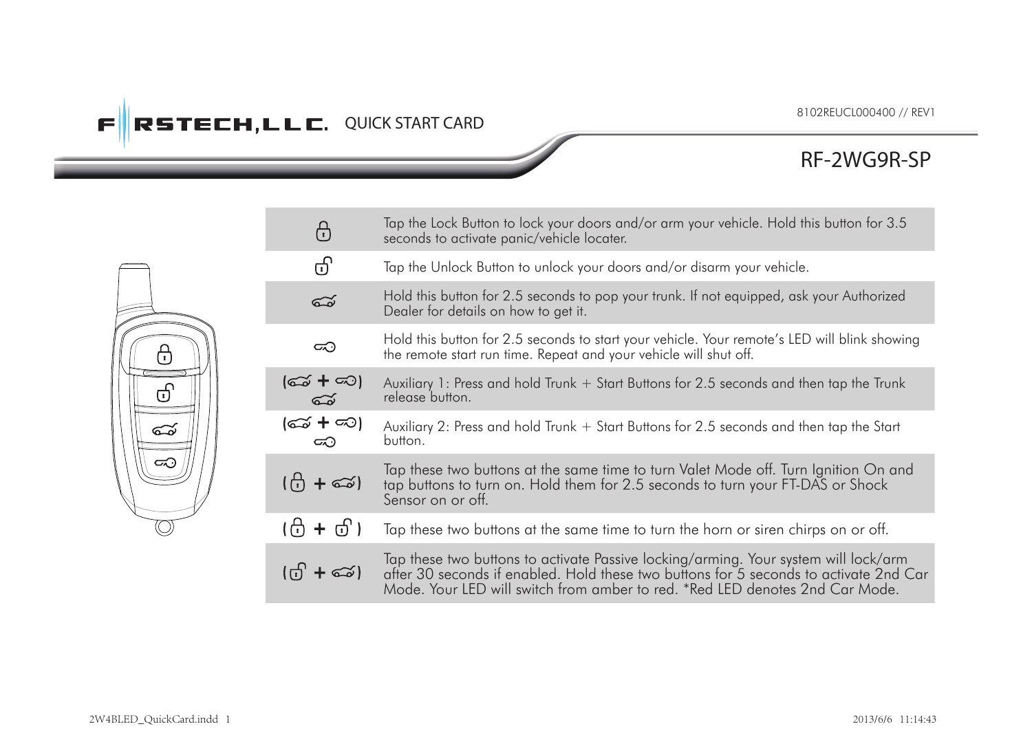FIRSTECH, LLC. QUICK START CARD

8102REUCL000400 // REV1

# RF-2WG9R-SP

| Button | Function |
| --- | --- |
| Lock | Tap the Lock Button to lock your doors and/or arm your vehicle. Hold this button for 3.5 seconds to activate panic/vehicle locater. |
| Unlock | Tap the Unlock Button to unlock your doors and/or disarm your vehicle. |
| Trunk | Hold this button for 2.5 seconds to pop your trunk. If not equipped, ask your Authorized Dealer for details on how to get it. |
| Start | Hold this button for 2.5 seconds to start your vehicle. Your remote's LED will blink showing the remote start run time. Repeat and your vehicle will shut off. |
| (Trunk + Start) Trunk | Auxiliary 1: Press and hold Trunk + Start Buttons for 2.5 seconds and then tap the Trunk release button. |
| (Trunk + Start) Start | Auxiliary 2: Press and hold Trunk + Start Buttons for 2.5 seconds and then tap the Start button. |
| (Lock + Trunk) | Tap these two buttons at the same time to turn Valet Mode off. Turn Ignition On and tap buttons to turn on. Hold them for 2.5 seconds to turn your FT-DAS or Shock Sensor on or off. |
| (Lock + Unlock) | Tap these two buttons at the same time to turn the horn or siren chirps on or off. |
| (Unlock + Trunk) | Tap these two buttons to activate Passive locking/arming. Your system will lock/arm after 30 seconds if enabled. Hold these two buttons for 5 seconds to activate 2nd Car Mode. Your LED will switch from amber to red. *Red LED denotes 2nd Car Mode. |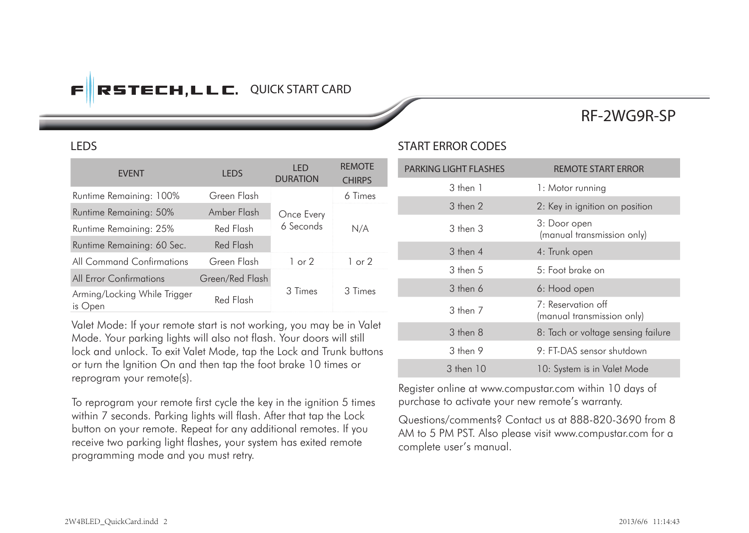FIRSTECH, LLC. QUICK START CARD

# RF-2WG9R-SP

## LEDS

| EVENT | LEDS | LED DURATION | REMOTE CHIRPS |
|---|---|---|---|
| Runtime Remaining: 100% | Green Flash | Once Every 6 Seconds | 6 Times |
| Runtime Remaining: 50% | Amber Flash | | N/A |
| Runtime Remaining: 25% | Red Flash | | |
| Runtime Remaining: 60 Sec. | Red Flash | | |
| All Command Confirmations | Green Flash | 1 or 2 | 1 or 2 |
| All Error Confirmations | Green/Red Flash | 3 Times | 3 Times |
| Arming/Locking While Trigger is Open | Red Flash | | |

Valet Mode: If your remote start is not working, you may be in Valet Mode. Your parking lights will also not flash. Your doors will still lock and unlock. To exit Valet Mode, tap the Lock and Trunk buttons or turn the Ignition On and then tap the foot brake 10 times or reprogram your remote(s).

To reprogram your remote first cycle the key in the ignition 5 times within 7 seconds. Parking lights will flash. After that tap the Lock button on your remote. Repeat for any additional remotes. If you receive two parking light flashes, your system has exited remote programming mode and you must retry.

## START ERROR CODES

| PARKING LIGHT FLASHES | REMOTE START ERROR |
|---|---|
| 3 then 1 | 1: Motor running |
| 3 then 2 | 2: Key in ignition on position |
| 3 then 3 | 3: Door open (manual transmission only) |
| 3 then 4 | 4: Trunk open |
| 3 then 5 | 5: Foot brake on |
| 3 then 6 | 6: Hood open |
| 3 then 7 | 7: Reservation off (manual transmission only) |
| 3 then 8 | 8: Tach or voltage sensing failure |
| 3 then 9 | 9: FT-DAS sensor shutdown |
| 3 then 10 | 10: System is in Valet Mode |

Register online at www.compustar.com within 10 days of purchase to activate your new remote's warranty.

Questions/comments? Contact us at 888-820-3690 from 8 AM to 5 PM PST. Also please visit www.compustar.com for a complete user's manual.